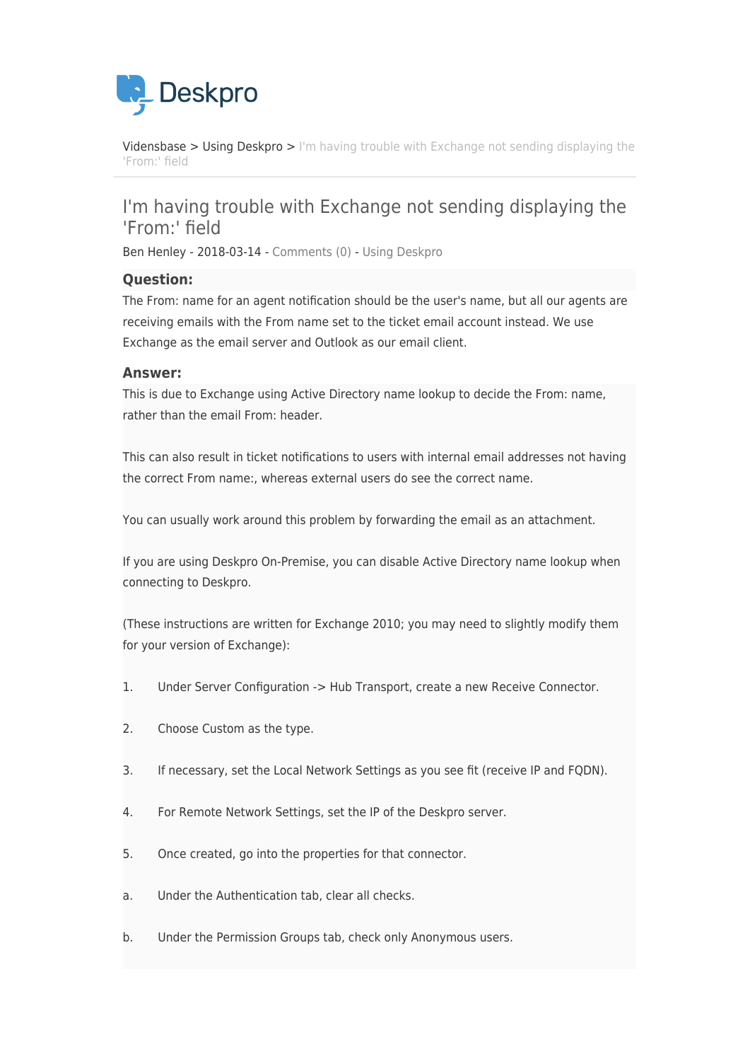Vidensbase > Using Deskpro > I'm having trouble with Exchange not sending displaying the 'From:' field

# I'm having trouble with Exchange not sending displaying the 'From:' field

Ben Henley - 2018-03-14 - Comments (0) - Using Deskpro

### Question:

The From: name for an agent notification should be the user's name, but all our agents are receiving emails with the From name set to the ticket email account instead. We use Exchange as the email server and Outlook as our email client.

### Answer:

This is due to Exchange using Active Directory name lookup to decide the From: name, rather than the email From: header.

This can also result in ticket notifications to users with internal email addresses not having the correct From name:, whereas external users do see the correct name.

You can usually work around this problem by forwarding the email as an attachment.

If you are using Deskpro On-Premise, you can disable Active Directory name lookup when connecting to Deskpro.

(These instructions are written for Exchange 2010; you may need to slightly modify them for your version of Exchange):

1. Under Server Configuration -> Hub Transport, create a new Receive Connector.
2. Choose Custom as the type.
3. If necessary, set the Local Network Settings as you see fit (receive IP and FQDN).
4. For Remote Network Settings, set the IP of the Deskpro server.
5. Once created, go into the properties for that connector.

a. Under the Authentication tab, clear all checks.

b. Under the Permission Groups tab, check only Anonymous users.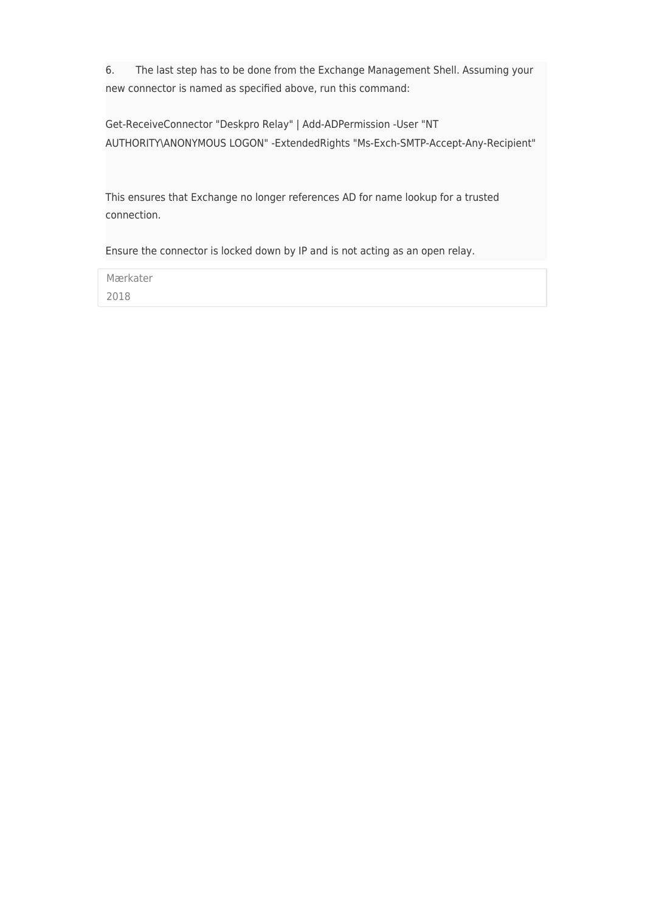6. The last step has to be done from the Exchange Management Shell. Assuming your new connector is named as specified above, run this command:

```
Get-ReceiveConnector "Deskpro Relay" | Add-ADPermission -User "NT AUTHORITY\ANONYMOUS LOGON" -ExtendedRights "Ms-Exch-SMTP-Accept-Any-Recipient"
```

This ensures that Exchange no longer references AD for name lookup for a trusted connection.

Ensure the connector is locked down by IP and is not acting as an open relay.

Mærkater
2018